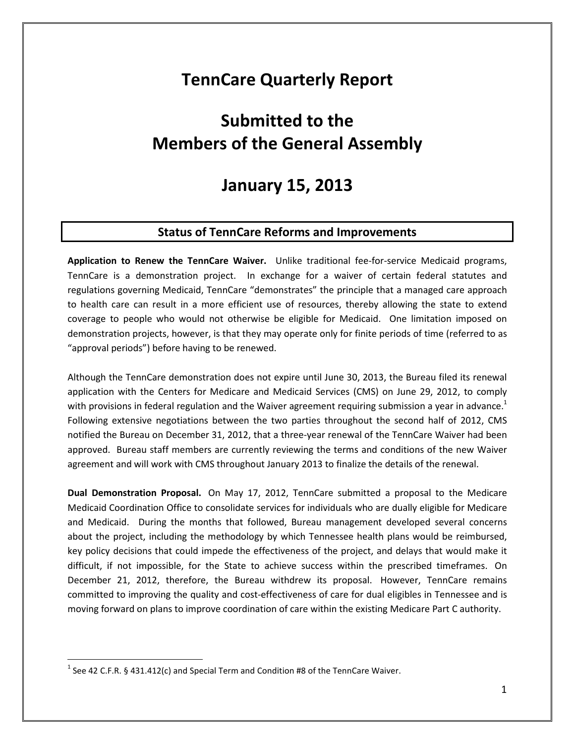# TennCare Quarterly Report

# Submitted to the Members of the General Assembly

# January 15, 2013

## Status of TennCare Reforms and Improvements

**Application to Renew the TennCare Waiver.** Unlike traditional fee-for-service Medicaid programs, TennCare is a demonstration project. In exchange for a waiver of certain federal statutes and regulations governing Medicaid, TennCare "demonstrates" the principle that a managed care approach to health care can result in a more efficient use of resources, thereby allowing the state to extend coverage to people who would not otherwise be eligible for Medicaid. One limitation imposed on demonstration projects, however, is that they may operate only for finite periods of time (referred to as "approval periods") before having to be renewed.

Although the TennCare demonstration does not expire until June 30, 2013, the Bureau filed its renewal application with the Centers for Medicare and Medicaid Services (CMS) on June 29, 2012, to comply with provisions in federal regulation and the Waiver agreement requiring submission a year in advance.[1] Following extensive negotiations between the two parties throughout the second half of 2012, CMS notified the Bureau on December 31, 2012, that a three-year renewal of the TennCare Waiver had been approved. Bureau staff members are currently reviewing the terms and conditions of the new Waiver agreement and will work with CMS throughout January 2013 to finalize the details of the renewal.

**Dual Demonstration Proposal.** On May 17, 2012, TennCare submitted a proposal to the Medicare Medicaid Coordination Office to consolidate services for individuals who are dually eligible for Medicare and Medicaid. During the months that followed, Bureau management developed several concerns about the project, including the methodology by which Tennessee health plans would be reimbursed, key policy decisions that could impede the effectiveness of the project, and delays that would make it difficult, if not impossible, for the State to achieve success within the prescribed timeframes. On December 21, 2012, therefore, the Bureau withdrew its proposal. However, TennCare remains committed to improving the quality and cost-effectiveness of care for dual eligibles in Tennessee and is moving forward on plans to improve coordination of care within the existing Medicare Part C authority.

[1] See 42 C.F.R. § 431.412(c) and Special Term and Condition #8 of the TennCare Waiver.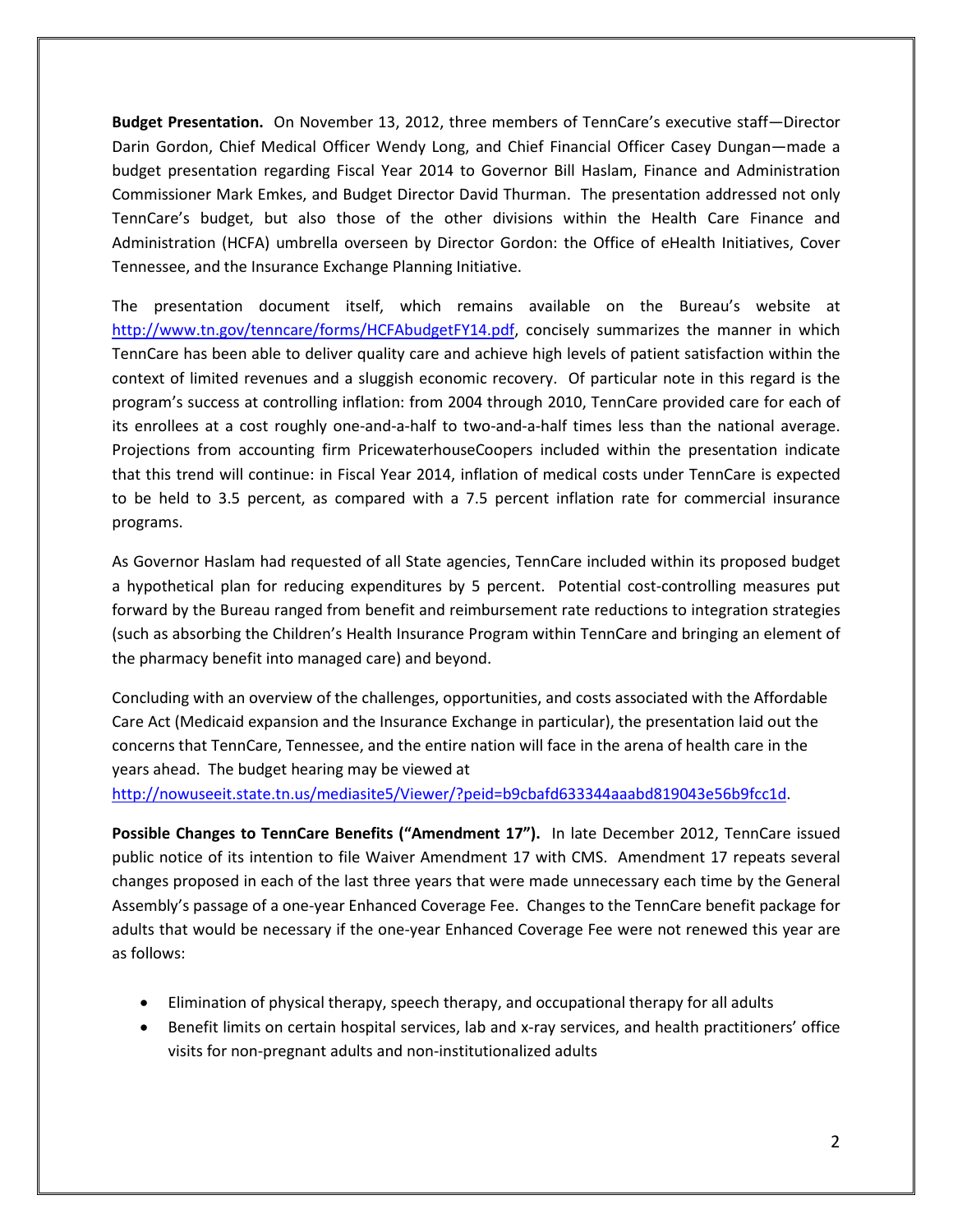**Budget Presentation.** On November 13, 2012, three members of TennCare's executive staff—Director Darin Gordon, Chief Medical Officer Wendy Long, and Chief Financial Officer Casey Dungan—made a budget presentation regarding Fiscal Year 2014 to Governor Bill Haslam, Finance and Administration Commissioner Mark Emkes, and Budget Director David Thurman. The presentation addressed not only TennCare's budget, but also those of the other divisions within the Health Care Finance and Administration (HCFA) umbrella overseen by Director Gordon: the Office of eHealth Initiatives, Cover Tennessee, and the Insurance Exchange Planning Initiative.

The presentation document itself, which remains available on the Bureau's website at http://www.tn.gov/tenncare/forms/HCFAbudgetFY14.pdf, concisely summarizes the manner in which TennCare has been able to deliver quality care and achieve high levels of patient satisfaction within the context of limited revenues and a sluggish economic recovery. Of particular note in this regard is the program's success at controlling inflation: from 2004 through 2010, TennCare provided care for each of its enrollees at a cost roughly one-and-a-half to two-and-a-half times less than the national average. Projections from accounting firm PricewaterhouseCoopers included within the presentation indicate that this trend will continue: in Fiscal Year 2014, inflation of medical costs under TennCare is expected to be held to 3.5 percent, as compared with a 7.5 percent inflation rate for commercial insurance programs.

As Governor Haslam had requested of all State agencies, TennCare included within its proposed budget a hypothetical plan for reducing expenditures by 5 percent. Potential cost-controlling measures put forward by the Bureau ranged from benefit and reimbursement rate reductions to integration strategies (such as absorbing the Children's Health Insurance Program within TennCare and bringing an element of the pharmacy benefit into managed care) and beyond.

Concluding with an overview of the challenges, opportunities, and costs associated with the Affordable Care Act (Medicaid expansion and the Insurance Exchange in particular), the presentation laid out the concerns that TennCare, Tennessee, and the entire nation will face in the arena of health care in the years ahead. The budget hearing may be viewed at http://nowuseeit.state.tn.us/mediasite5/Viewer/?peid=b9cbafd633344aaabd819043e56b9fcc1d.

**Possible Changes to TennCare Benefits ("Amendment 17").** In late December 2012, TennCare issued public notice of its intention to file Waiver Amendment 17 with CMS. Amendment 17 repeats several changes proposed in each of the last three years that were made unnecessary each time by the General Assembly's passage of a one-year Enhanced Coverage Fee. Changes to the TennCare benefit package for adults that would be necessary if the one-year Enhanced Coverage Fee were not renewed this year are as follows:

- Elimination of physical therapy, speech therapy, and occupational therapy for all adults
- Benefit limits on certain hospital services, lab and x-ray services, and health practitioners' office visits for non-pregnant adults and non-institutionalized adults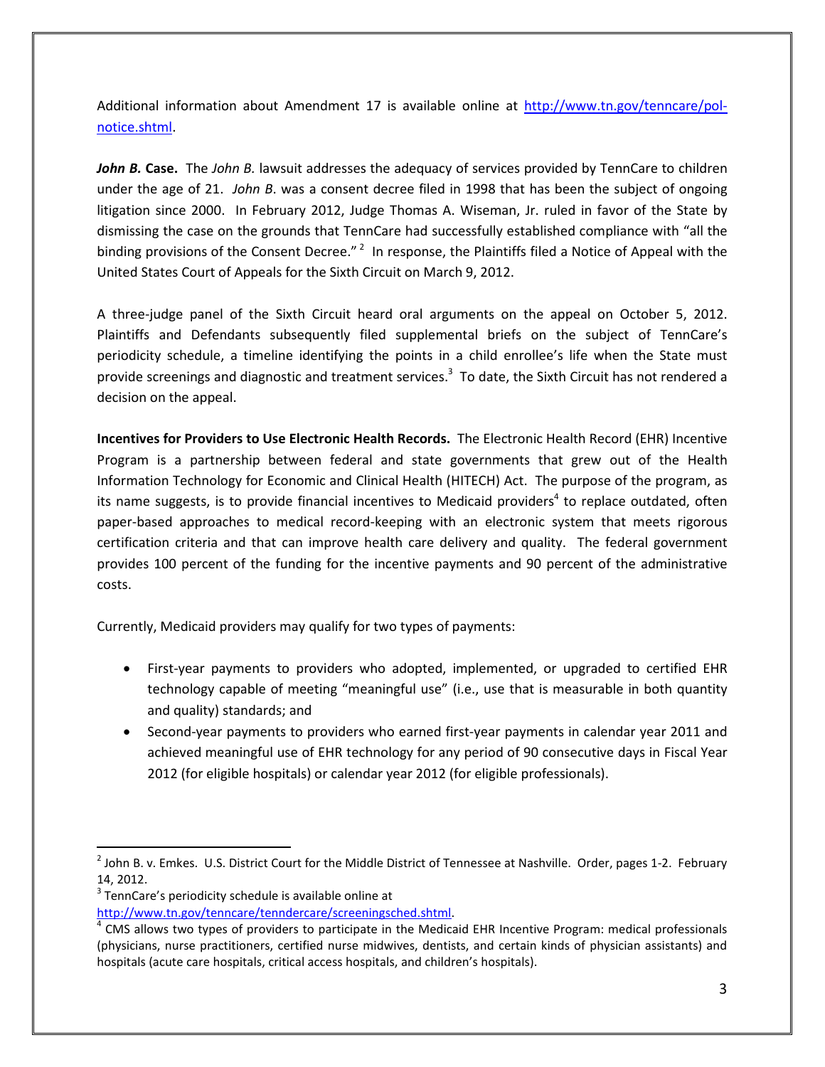Additional information about Amendment 17 is available online at [http://www.tn.gov/tenncare/pol-notice.shtml](http://www.tn.gov/tenncare/pol-notice.shtml).

***John B.* Case.** The *John B.* lawsuit addresses the adequacy of services provided by TennCare to children under the age of 21. *John B*. was a consent decree filed in 1998 that has been the subject of ongoing litigation since 2000. In February 2012, Judge Thomas A. Wiseman, Jr. ruled in favor of the State by dismissing the case on the grounds that TennCare had successfully established compliance with "all the binding provisions of the Consent Decree."[2] In response, the Plaintiffs filed a Notice of Appeal with the United States Court of Appeals for the Sixth Circuit on March 9, 2012.

A three-judge panel of the Sixth Circuit heard oral arguments on the appeal on October 5, 2012. Plaintiffs and Defendants subsequently filed supplemental briefs on the subject of TennCare's periodicity schedule, a timeline identifying the points in a child enrollee's life when the State must provide screenings and diagnostic and treatment services.[3] To date, the Sixth Circuit has not rendered a decision on the appeal.

**Incentives for Providers to Use Electronic Health Records.** The Electronic Health Record (EHR) Incentive Program is a partnership between federal and state governments that grew out of the Health Information Technology for Economic and Clinical Health (HITECH) Act. The purpose of the program, as its name suggests, is to provide financial incentives to Medicaid providers[4] to replace outdated, often paper-based approaches to medical record-keeping with an electronic system that meets rigorous certification criteria and that can improve health care delivery and quality. The federal government provides 100 percent of the funding for the incentive payments and 90 percent of the administrative costs.

Currently, Medicaid providers may qualify for two types of payments:

- First-year payments to providers who adopted, implemented, or upgraded to certified EHR technology capable of meeting "meaningful use" (i.e., use that is measurable in both quantity and quality) standards; and
- Second-year payments to providers who earned first-year payments in calendar year 2011 and achieved meaningful use of EHR technology for any period of 90 consecutive days in Fiscal Year 2012 (for eligible hospitals) or calendar year 2012 (for eligible professionals).

---

[2] John B. v. Emkes. U.S. District Court for the Middle District of Tennessee at Nashville. Order, pages 1-2. February 14, 2012.

[3] TennCare's periodicity schedule is available online at [http://www.tn.gov/tenncare/tenndercare/screeningsched.shtml](http://www.tn.gov/tenncare/tenndercare/screeningsched.shtml).

[4] CMS allows two types of providers to participate in the Medicaid EHR Incentive Program: medical professionals (physicians, nurse practitioners, certified nurse midwives, dentists, and certain kinds of physician assistants) and hospitals (acute care hospitals, critical access hospitals, and children's hospitals).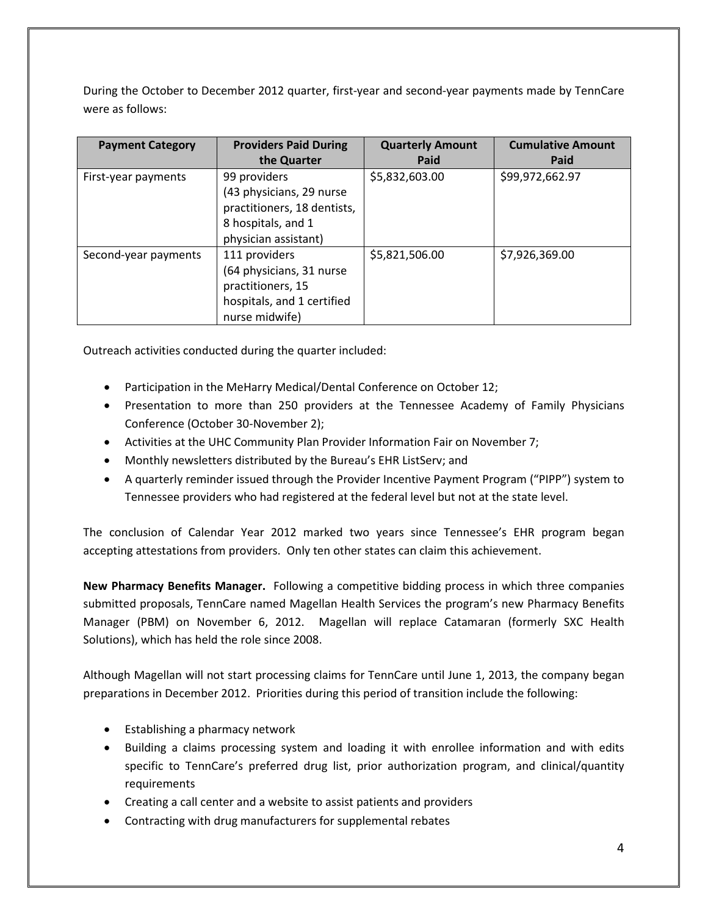During the October to December 2012 quarter, first-year and second-year payments made by TennCare were as follows:

| Payment Category | Providers Paid During the Quarter | Quarterly Amount Paid | Cumulative Amount Paid |
|---|---|---|---|
| First-year payments | 99 providers (43 physicians, 29 nurse practitioners, 18 dentists, 8 hospitals, and 1 physician assistant) | $5,832,603.00 | $99,972,662.97 |
| Second-year payments | 111 providers (64 physicians, 31 nurse practitioners, 15 hospitals, and 1 certified nurse midwife) | $5,821,506.00 | $7,926,369.00 |

Outreach activities conducted during the quarter included:

- Participation in the MeHarry Medical/Dental Conference on October 12;
- Presentation to more than 250 providers at the Tennessee Academy of Family Physicians Conference (October 30-November 2);
- Activities at the UHC Community Plan Provider Information Fair on November 7;
- Monthly newsletters distributed by the Bureau's EHR ListServ; and
- A quarterly reminder issued through the Provider Incentive Payment Program ("PIPP") system to Tennessee providers who had registered at the federal level but not at the state level.

The conclusion of Calendar Year 2012 marked two years since Tennessee's EHR program began accepting attestations from providers. Only ten other states can claim this achievement.

**New Pharmacy Benefits Manager.** Following a competitive bidding process in which three companies submitted proposals, TennCare named Magellan Health Services the program's new Pharmacy Benefits Manager (PBM) on November 6, 2012. Magellan will replace Catamaran (formerly SXC Health Solutions), which has held the role since 2008.

Although Magellan will not start processing claims for TennCare until June 1, 2013, the company began preparations in December 2012. Priorities during this period of transition include the following:

- Establishing a pharmacy network
- Building a claims processing system and loading it with enrollee information and with edits specific to TennCare's preferred drug list, prior authorization program, and clinical/quantity requirements
- Creating a call center and a website to assist patients and providers
- Contracting with drug manufacturers for supplemental rebates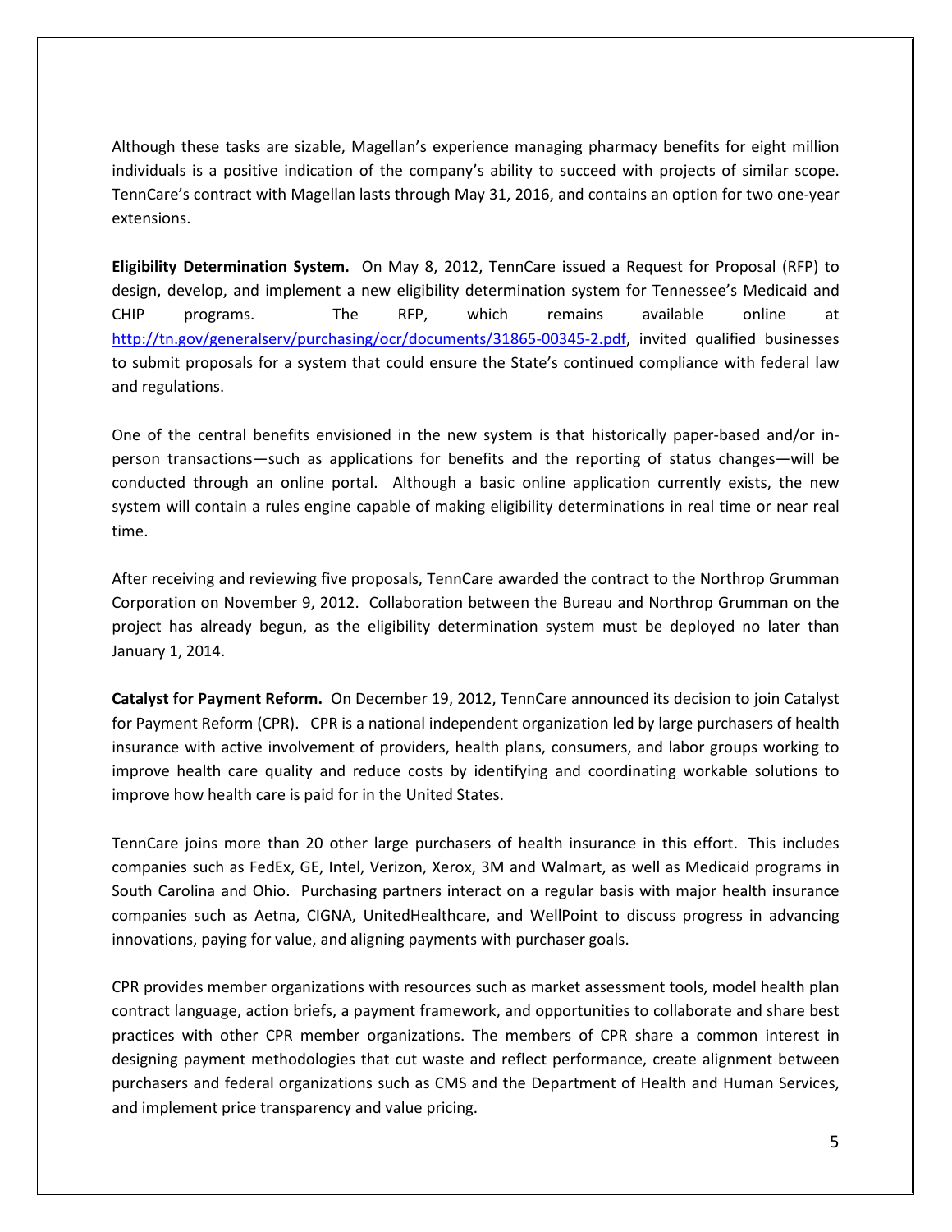Although these tasks are sizable, Magellan's experience managing pharmacy benefits for eight million individuals is a positive indication of the company's ability to succeed with projects of similar scope. TennCare's contract with Magellan lasts through May 31, 2016, and contains an option for two one-year extensions.

**Eligibility Determination System.** On May 8, 2012, TennCare issued a Request for Proposal (RFP) to design, develop, and implement a new eligibility determination system for Tennessee's Medicaid and CHIP programs. The RFP, which remains available online at http://tn.gov/generalserv/purchasing/ocr/documents/31865-00345-2.pdf, invited qualified businesses to submit proposals for a system that could ensure the State's continued compliance with federal law and regulations.

One of the central benefits envisioned in the new system is that historically paper-based and/or in-person transactions—such as applications for benefits and the reporting of status changes—will be conducted through an online portal. Although a basic online application currently exists, the new system will contain a rules engine capable of making eligibility determinations in real time or near real time.

After receiving and reviewing five proposals, TennCare awarded the contract to the Northrop Grumman Corporation on November 9, 2012. Collaboration between the Bureau and Northrop Grumman on the project has already begun, as the eligibility determination system must be deployed no later than January 1, 2014.

**Catalyst for Payment Reform.** On December 19, 2012, TennCare announced its decision to join Catalyst for Payment Reform (CPR). CPR is a national independent organization led by large purchasers of health insurance with active involvement of providers, health plans, consumers, and labor groups working to improve health care quality and reduce costs by identifying and coordinating workable solutions to improve how health care is paid for in the United States.

TennCare joins more than 20 other large purchasers of health insurance in this effort. This includes companies such as FedEx, GE, Intel, Verizon, Xerox, 3M and Walmart, as well as Medicaid programs in South Carolina and Ohio. Purchasing partners interact on a regular basis with major health insurance companies such as Aetna, CIGNA, UnitedHealthcare, and WellPoint to discuss progress in advancing innovations, paying for value, and aligning payments with purchaser goals.

CPR provides member organizations with resources such as market assessment tools, model health plan contract language, action briefs, a payment framework, and opportunities to collaborate and share best practices with other CPR member organizations. The members of CPR share a common interest in designing payment methodologies that cut waste and reflect performance, create alignment between purchasers and federal organizations such as CMS and the Department of Health and Human Services, and implement price transparency and value pricing.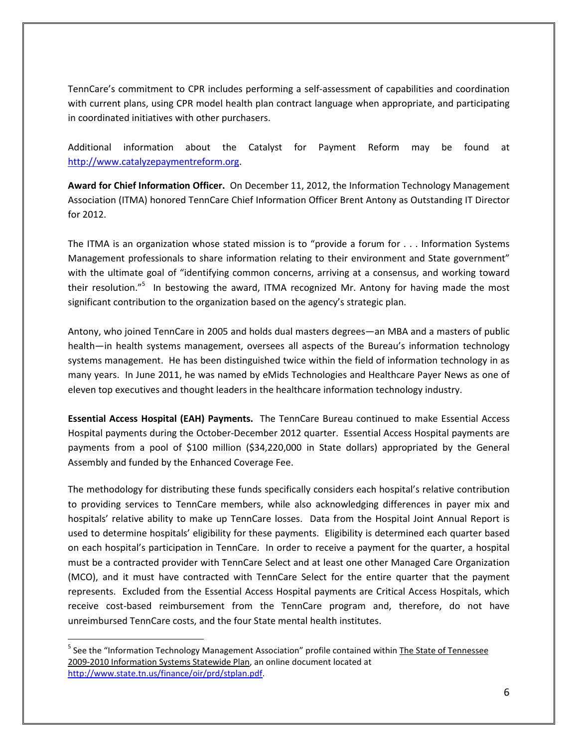TennCare's commitment to CPR includes performing a self-assessment of capabilities and coordination with current plans, using CPR model health plan contract language when appropriate, and participating in coordinated initiatives with other purchasers.

Additional information about the Catalyst for Payment Reform may be found at http://www.catalyzepaymentreform.org.

**Award for Chief Information Officer.** On December 11, 2012, the Information Technology Management Association (ITMA) honored TennCare Chief Information Officer Brent Antony as Outstanding IT Director for 2012.

The ITMA is an organization whose stated mission is to "provide a forum for . . . Information Systems Management professionals to share information relating to their environment and State government" with the ultimate goal of "identifying common concerns, arriving at a consensus, and working toward their resolution."[5] In bestowing the award, ITMA recognized Mr. Antony for having made the most significant contribution to the organization based on the agency's strategic plan.

Antony, who joined TennCare in 2005 and holds dual masters degrees—an MBA and a masters of public health—in health systems management, oversees all aspects of the Bureau's information technology systems management. He has been distinguished twice within the field of information technology in as many years. In June 2011, he was named by eMids Technologies and Healthcare Payer News as one of eleven top executives and thought leaders in the healthcare information technology industry.

**Essential Access Hospital (EAH) Payments.** The TennCare Bureau continued to make Essential Access Hospital payments during the October-December 2012 quarter. Essential Access Hospital payments are payments from a pool of $100 million ($34,220,000 in State dollars) appropriated by the General Assembly and funded by the Enhanced Coverage Fee.

The methodology for distributing these funds specifically considers each hospital's relative contribution to providing services to TennCare members, while also acknowledging differences in payer mix and hospitals' relative ability to make up TennCare losses. Data from the Hospital Joint Annual Report is used to determine hospitals' eligibility for these payments. Eligibility is determined each quarter based on each hospital's participation in TennCare. In order to receive a payment for the quarter, a hospital must be a contracted provider with TennCare Select and at least one other Managed Care Organization (MCO), and it must have contracted with TennCare Select for the entire quarter that the payment represents. Excluded from the Essential Access Hospital payments are Critical Access Hospitals, which receive cost-based reimbursement from the TennCare program and, therefore, do not have unreimbursed TennCare costs, and the four State mental health institutes.

---

[5] See the "Information Technology Management Association" profile contained within The State of Tennessee 2009-2010 Information Systems Statewide Plan, an online document located at http://www.state.tn.us/finance/oir/prd/stplan.pdf.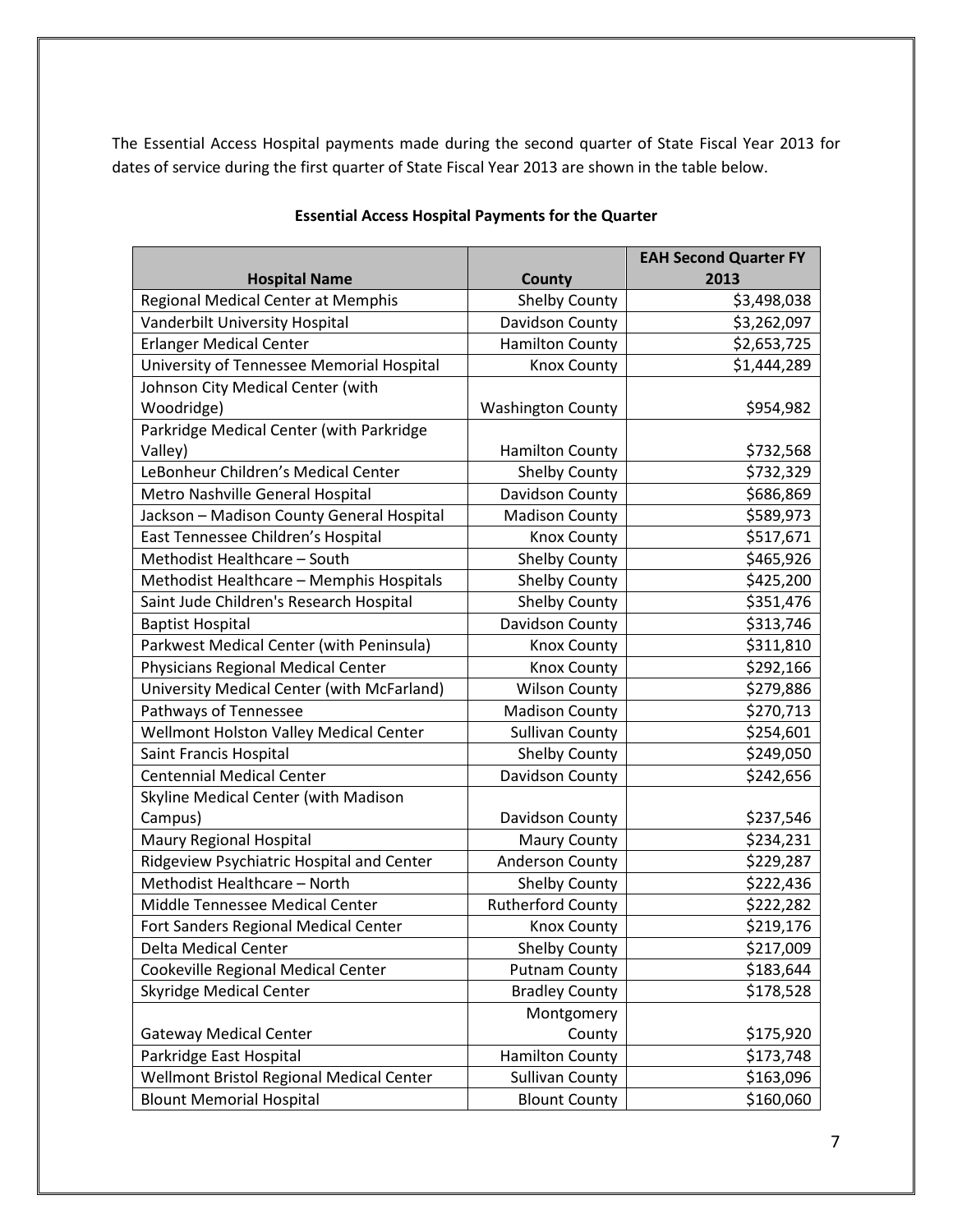The Essential Access Hospital payments made during the second quarter of State Fiscal Year 2013 for dates of service during the first quarter of State Fiscal Year 2013 are shown in the table below.

**Essential Access Hospital Payments for the Quarter**

| Hospital Name | County | EAH Second Quarter FY 2013 |
|---|---|---|
| Regional Medical Center at Memphis | Shelby County | $3,498,038 |
| Vanderbilt University Hospital | Davidson County | $3,262,097 |
| Erlanger Medical Center | Hamilton County | $2,653,725 |
| University of Tennessee Memorial Hospital | Knox County | $1,444,289 |
| Johnson City Medical Center (with Woodridge) | Washington County | $954,982 |
| Parkridge Medical Center (with Parkridge Valley) | Hamilton County | $732,568 |
| LeBonheur Children's Medical Center | Shelby County | $732,329 |
| Metro Nashville General Hospital | Davidson County | $686,869 |
| Jackson – Madison County General Hospital | Madison County | $589,973 |
| East Tennessee Children's Hospital | Knox County | $517,671 |
| Methodist Healthcare – South | Shelby County | $465,926 |
| Methodist Healthcare – Memphis Hospitals | Shelby County | $425,200 |
| Saint Jude Children's Research Hospital | Shelby County | $351,476 |
| Baptist Hospital | Davidson County | $313,746 |
| Parkwest Medical Center (with Peninsula) | Knox County | $311,810 |
| Physicians Regional Medical Center | Knox County | $292,166 |
| University Medical Center (with McFarland) | Wilson County | $279,886 |
| Pathways of Tennessee | Madison County | $270,713 |
| Wellmont Holston Valley Medical Center | Sullivan County | $254,601 |
| Saint Francis Hospital | Shelby County | $249,050 |
| Centennial Medical Center | Davidson County | $242,656 |
| Skyline Medical Center (with Madison Campus) | Davidson County | $237,546 |
| Maury Regional Hospital | Maury County | $234,231 |
| Ridgeview Psychiatric Hospital and Center | Anderson County | $229,287 |
| Methodist Healthcare – North | Shelby County | $222,436 |
| Middle Tennessee Medical Center | Rutherford County | $222,282 |
| Fort Sanders Regional Medical Center | Knox County | $219,176 |
| Delta Medical Center | Shelby County | $217,009 |
| Cookeville Regional Medical Center | Putnam County | $183,644 |
| Skyridge Medical Center | Bradley County | $178,528 |
| Gateway Medical Center | Montgomery County | $175,920 |
| Parkridge East Hospital | Hamilton County | $173,748 |
| Wellmont Bristol Regional Medical Center | Sullivan County | $163,096 |
| Blount Memorial Hospital | Blount County | $160,060 |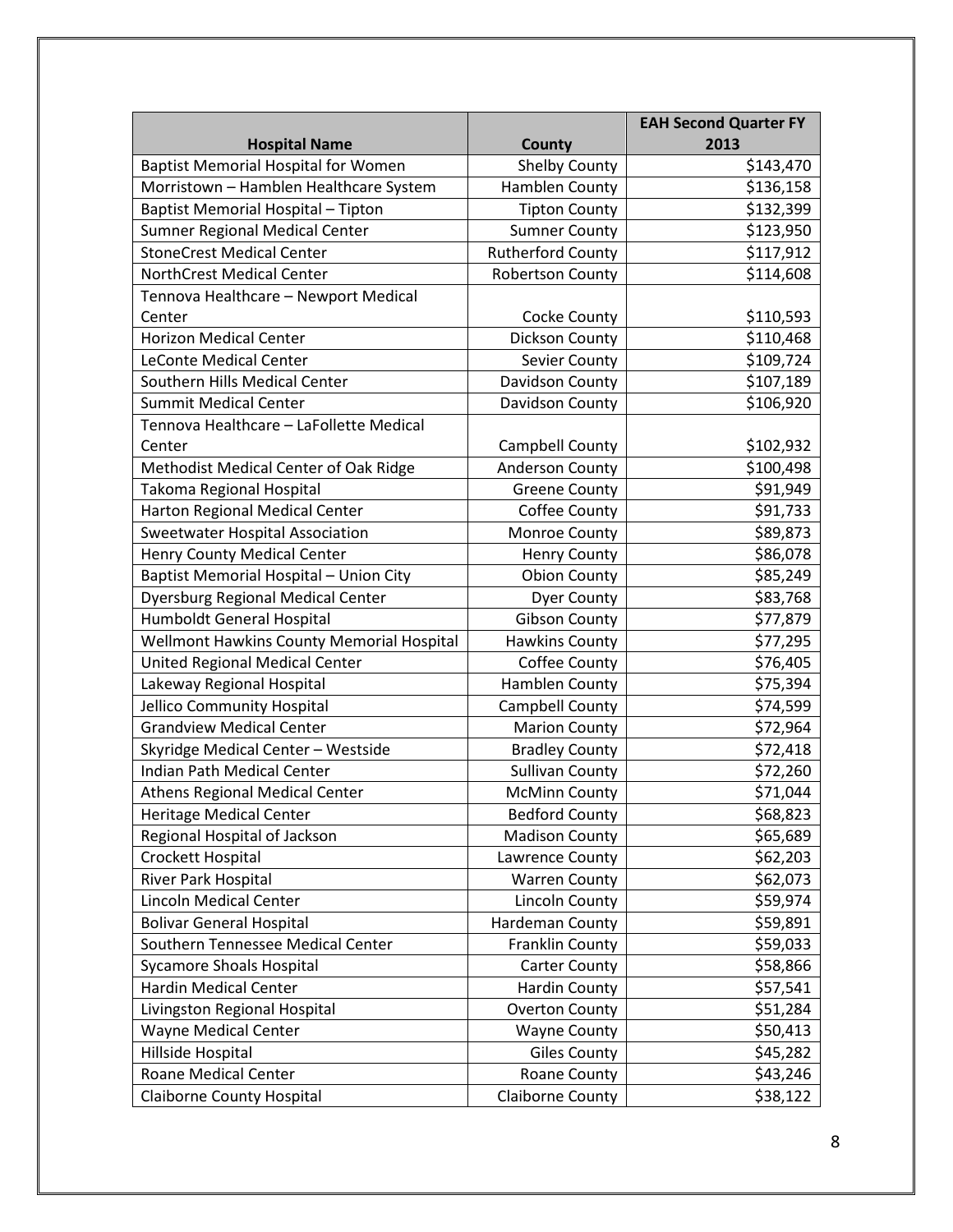| Hospital Name | County | EAH Second Quarter FY 2013 |
| --- | --- | --- |
| Baptist Memorial Hospital for Women | Shelby County | $143,470 |
| Morristown – Hamblen Healthcare System | Hamblen County | $136,158 |
| Baptist Memorial Hospital – Tipton | Tipton County | $132,399 |
| Sumner Regional Medical Center | Sumner County | $123,950 |
| StoneCrest Medical Center | Rutherford County | $117,912 |
| NorthCrest Medical Center | Robertson County | $114,608 |
| Tennova Healthcare – Newport Medical Center | Cocke County | $110,593 |
| Horizon Medical Center | Dickson County | $110,468 |
| LeConte Medical Center | Sevier County | $109,724 |
| Southern Hills Medical Center | Davidson County | $107,189 |
| Summit Medical Center | Davidson County | $106,920 |
| Tennova Healthcare – LaFollette Medical Center | Campbell County | $102,932 |
| Methodist Medical Center of Oak Ridge | Anderson County | $100,498 |
| Takoma Regional Hospital | Greene County | $91,949 |
| Harton Regional Medical Center | Coffee County | $91,733 |
| Sweetwater Hospital Association | Monroe County | $89,873 |
| Henry County Medical Center | Henry County | $86,078 |
| Baptist Memorial Hospital – Union City | Obion County | $85,249 |
| Dyersburg Regional Medical Center | Dyer County | $83,768 |
| Humboldt General Hospital | Gibson County | $77,879 |
| Wellmont Hawkins County Memorial Hospital | Hawkins County | $77,295 |
| United Regional Medical Center | Coffee County | $76,405 |
| Lakeway Regional Hospital | Hamblen County | $75,394 |
| Jellico Community Hospital | Campbell County | $74,599 |
| Grandview Medical Center | Marion County | $72,964 |
| Skyridge Medical Center – Westside | Bradley County | $72,418 |
| Indian Path Medical Center | Sullivan County | $72,260 |
| Athens Regional Medical Center | McMinn County | $71,044 |
| Heritage Medical Center | Bedford County | $68,823 |
| Regional Hospital of Jackson | Madison County | $65,689 |
| Crockett Hospital | Lawrence County | $62,203 |
| River Park Hospital | Warren County | $62,073 |
| Lincoln Medical Center | Lincoln County | $59,974 |
| Bolivar General Hospital | Hardeman County | $59,891 |
| Southern Tennessee Medical Center | Franklin County | $59,033 |
| Sycamore Shoals Hospital | Carter County | $58,866 |
| Hardin Medical Center | Hardin County | $57,541 |
| Livingston Regional Hospital | Overton County | $51,284 |
| Wayne Medical Center | Wayne County | $50,413 |
| Hillside Hospital | Giles County | $45,282 |
| Roane Medical Center | Roane County | $43,246 |
| Claiborne County Hospital | Claiborne County | $38,122 |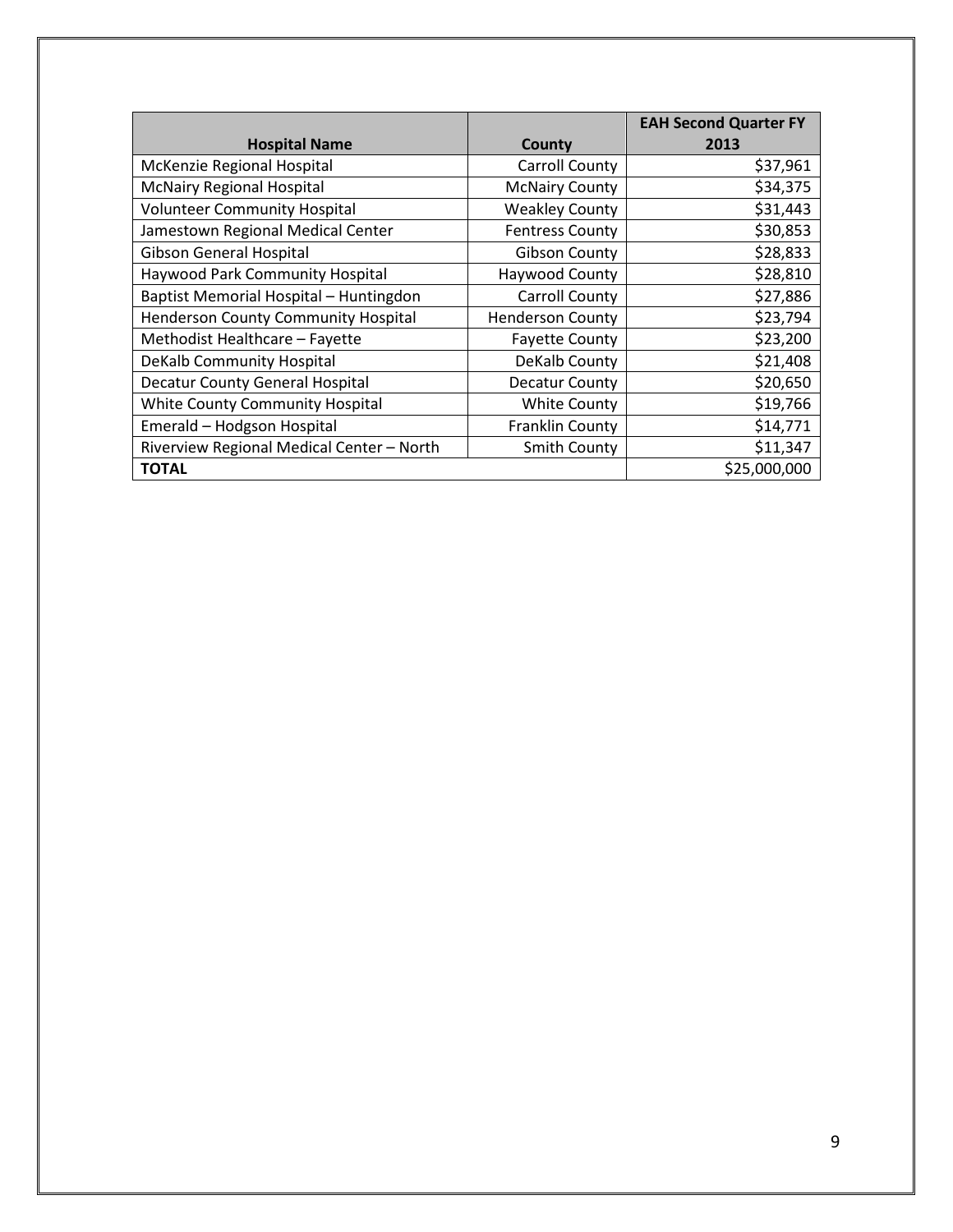| Hospital Name | County | EAH Second Quarter FY 2013 |
|---|---|---|
| McKenzie Regional Hospital | Carroll County | $37,961 |
| McNairy Regional Hospital | McNairy County | $34,375 |
| Volunteer Community Hospital | Weakley County | $31,443 |
| Jamestown Regional Medical Center | Fentress County | $30,853 |
| Gibson General Hospital | Gibson County | $28,833 |
| Haywood Park Community Hospital | Haywood County | $28,810 |
| Baptist Memorial Hospital – Huntingdon | Carroll County | $27,886 |
| Henderson County Community Hospital | Henderson County | $23,794 |
| Methodist Healthcare – Fayette | Fayette County | $23,200 |
| DeKalb Community Hospital | DeKalb County | $21,408 |
| Decatur County General Hospital | Decatur County | $20,650 |
| White County Community Hospital | White County | $19,766 |
| Emerald – Hodgson Hospital | Franklin County | $14,771 |
| Riverview Regional Medical Center – North | Smith County | $11,347 |
| **TOTAL** | | $25,000,000 |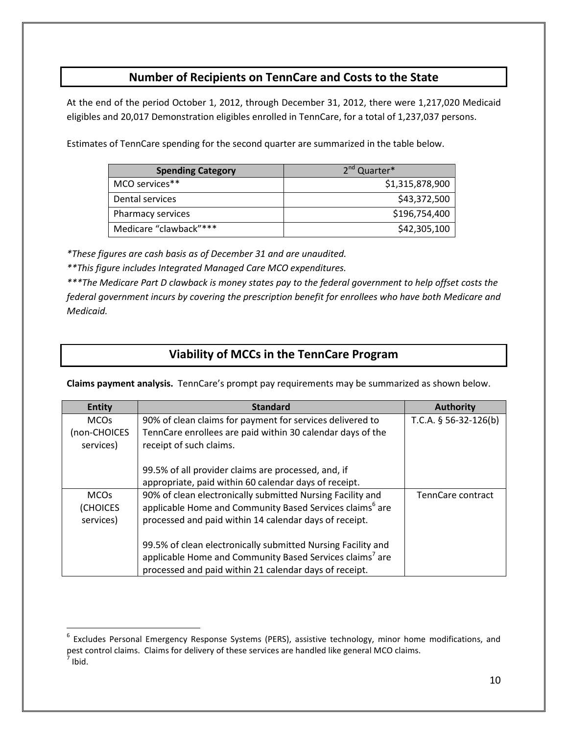## Number of Recipients on TennCare and Costs to the State

At the end of the period October 1, 2012, through December 31, 2012, there were 1,217,020 Medicaid eligibles and 20,017 Demonstration eligibles enrolled in TennCare, for a total of 1,237,037 persons.

Estimates of TennCare spending for the second quarter are summarized in the table below.

| Spending Category | 2nd Quarter* |
|---|---:|
| MCO services** | $1,315,878,900 |
| Dental services | $43,372,500 |
| Pharmacy services | $196,754,400 |
| Medicare "clawback"*** | $42,305,100 |

*\*These figures are cash basis as of December 31 and are unaudited.*

*\*\*This figure includes Integrated Managed Care MCO expenditures.*

*\*\*\*The Medicare Part D clawback is money states pay to the federal government to help offset costs the federal government incurs by covering the prescription benefit for enrollees who have both Medicare and Medicaid.*

## Viability of MCCs in the TennCare Program

**Claims payment analysis.** TennCare's prompt pay requirements may be summarized as shown below.

| Entity | Standard | Authority |
|---|---|---|
| MCOs (non-CHOICES services) | 90% of clean claims for payment for services delivered to TennCare enrollees are paid within 30 calendar days of the receipt of such claims.<br><br>99.5% of all provider claims are processed, and, if appropriate, paid within 60 calendar days of receipt. | T.C.A. § 56-32-126(b) |
| MCOs (CHOICES services) | 90% of clean electronically submitted Nursing Facility and applicable Home and Community Based Services claims[6] are processed and paid within 14 calendar days of receipt.<br><br>99.5% of clean electronically submitted Nursing Facility and applicable Home and Community Based Services claims[7] are processed and paid within 21 calendar days of receipt. | TennCare contract |

[6] Excludes Personal Emergency Response Systems (PERS), assistive technology, minor home modifications, and pest control claims. Claims for delivery of these services are handled like general MCO claims.

[7] Ibid.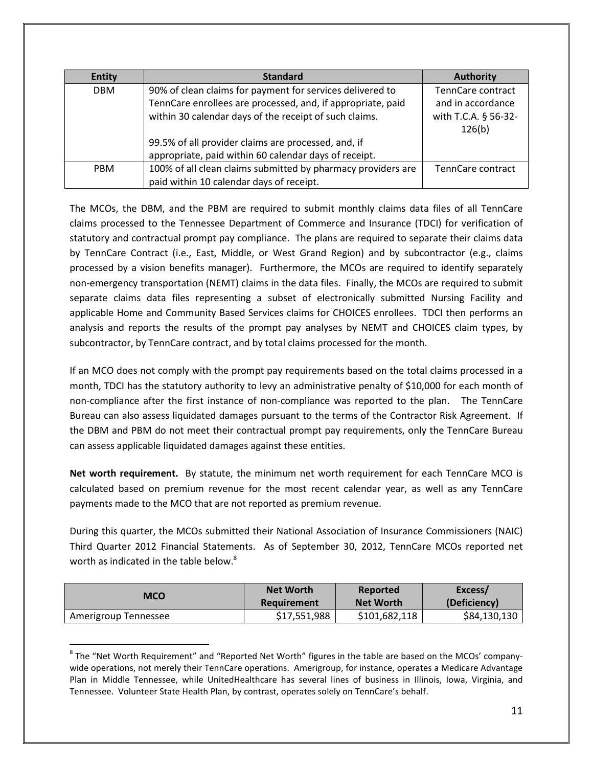| Entity | Standard | Authority |
|---|---|---|
| DBM | 90% of clean claims for payment for services delivered to TennCare enrollees are processed, and, if appropriate, paid within 30 calendar days of the receipt of such claims.<br><br>99.5% of all provider claims are processed, and, if appropriate, paid within 60 calendar days of receipt. | TennCare contract and in accordance with T.C.A. § 56-32-126(b) |
| PBM | 100% of all clean claims submitted by pharmacy providers are paid within 10 calendar days of receipt. | TennCare contract |

The MCOs, the DBM, and the PBM are required to submit monthly claims data files of all TennCare claims processed to the Tennessee Department of Commerce and Insurance (TDCI) for verification of statutory and contractual prompt pay compliance. The plans are required to separate their claims data by TennCare Contract (i.e., East, Middle, or West Grand Region) and by subcontractor (e.g., claims processed by a vision benefits manager). Furthermore, the MCOs are required to identify separately non-emergency transportation (NEMT) claims in the data files. Finally, the MCOs are required to submit separate claims data files representing a subset of electronically submitted Nursing Facility and applicable Home and Community Based Services claims for CHOICES enrollees. TDCI then performs an analysis and reports the results of the prompt pay analyses by NEMT and CHOICES claim types, by subcontractor, by TennCare contract, and by total claims processed for the month.

If an MCO does not comply with the prompt pay requirements based on the total claims processed in a month, TDCI has the statutory authority to levy an administrative penalty of $10,000 for each month of non-compliance after the first instance of non-compliance was reported to the plan. The TennCare Bureau can also assess liquidated damages pursuant to the terms of the Contractor Risk Agreement. If the DBM and PBM do not meet their contractual prompt pay requirements, only the TennCare Bureau can assess applicable liquidated damages against these entities.

**Net worth requirement.** By statute, the minimum net worth requirement for each TennCare MCO is calculated based on premium revenue for the most recent calendar year, as well as any TennCare payments made to the MCO that are not reported as premium revenue.

During this quarter, the MCOs submitted their National Association of Insurance Commissioners (NAIC) Third Quarter 2012 Financial Statements. As of September 30, 2012, TennCare MCOs reported net worth as indicated in the table below.[8]

| MCO | Net Worth Requirement | Reported Net Worth | Excess/ (Deficiency) |
|---|---|---|---|
| Amerigroup Tennessee | $17,551,988 | $101,682,118 | $84,130,130 |

[8] The "Net Worth Requirement" and "Reported Net Worth" figures in the table are based on the MCOs' company-wide operations, not merely their TennCare operations. Amerigroup, for instance, operates a Medicare Advantage Plan in Middle Tennessee, while UnitedHealthcare has several lines of business in Illinois, Iowa, Virginia, and Tennessee. Volunteer State Health Plan, by contrast, operates solely on TennCare's behalf.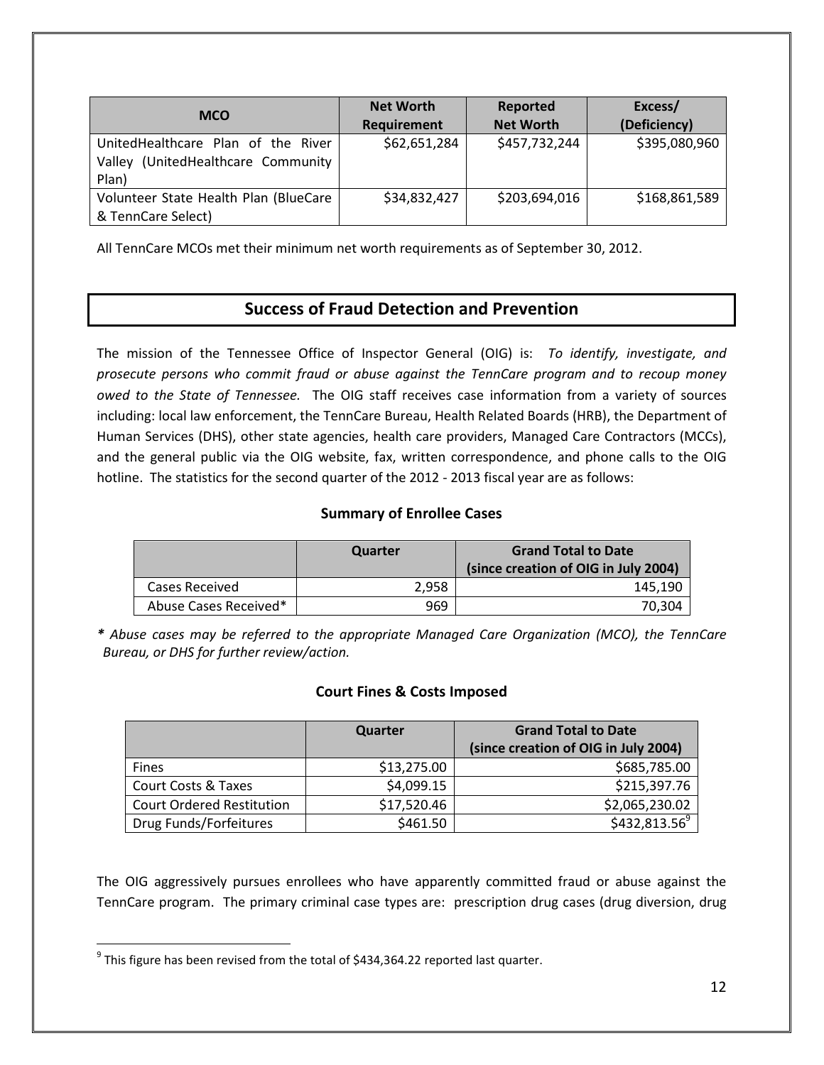| MCO | Net Worth Requirement | Reported Net Worth | Excess/ (Deficiency) |
| --- | --- | --- | --- |
| UnitedHealthcare Plan of the River Valley (UnitedHealthcare Community Plan) | $62,651,284 | $457,732,244 | $395,080,960 |
| Volunteer State Health Plan (BlueCare & TennCare Select) | $34,832,427 | $203,694,016 | $168,861,589 |

All TennCare MCOs met their minimum net worth requirements as of September 30, 2012.

## Success of Fraud Detection and Prevention

The mission of the Tennessee Office of Inspector General (OIG) is: *To identify, investigate, and prosecute persons who commit fraud or abuse against the TennCare program and to recoup money owed to the State of Tennessee.* The OIG staff receives case information from a variety of sources including: local law enforcement, the TennCare Bureau, Health Related Boards (HRB), the Department of Human Services (DHS), other state agencies, health care providers, Managed Care Contractors (MCCs), and the general public via the OIG website, fax, written correspondence, and phone calls to the OIG hotline. The statistics for the second quarter of the 2012 - 2013 fiscal year are as follows:

### Summary of Enrollee Cases

| | Quarter | Grand Total to Date (since creation of OIG in July 2004) |
| --- | --- | --- |
| Cases Received | 2,958 | 145,190 |
| Abuse Cases Received* | 969 | 70,304 |

*\* Abuse cases may be referred to the appropriate Managed Care Organization (MCO), the TennCare Bureau, or DHS for further review/action.*

### Court Fines & Costs Imposed

| | Quarter | Grand Total to Date (since creation of OIG in July 2004) |
| --- | --- | --- |
| Fines | $13,275.00 | $685,785.00 |
| Court Costs & Taxes | $4,099.15 | $215,397.76 |
| Court Ordered Restitution | $17,520.46 | $2,065,230.02 |
| Drug Funds/Forfeitures | $461.50 | $432,813.56[9] |

The OIG aggressively pursues enrollees who have apparently committed fraud or abuse against the TennCare program. The primary criminal case types are: prescription drug cases (drug diversion, drug

[9] This figure has been revised from the total of $434,364.22 reported last quarter.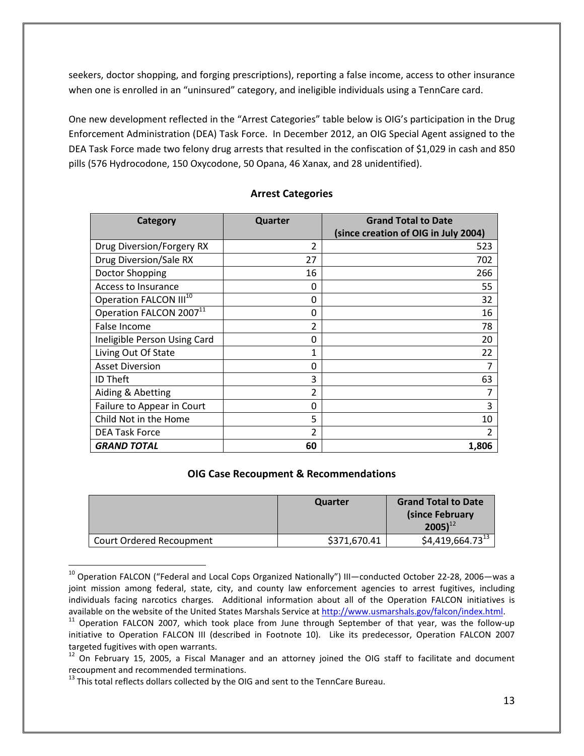seekers, doctor shopping, and forging prescriptions), reporting a false income, access to other insurance when one is enrolled in an "uninsured" category, and ineligible individuals using a TennCare card.

One new development reflected in the "Arrest Categories" table below is OIG's participation in the Drug Enforcement Administration (DEA) Task Force. In December 2012, an OIG Special Agent assigned to the DEA Task Force made two felony drug arrests that resulted in the confiscation of $1,029 in cash and 850 pills (576 Hydrocodone, 150 Oxycodone, 50 Opana, 46 Xanax, and 28 unidentified).

### Arrest Categories

| Category | Quarter | Grand Total to Date (since creation of OIG in July 2004) |
|---|---|---|
| Drug Diversion/Forgery RX | 2 | 523 |
| Drug Diversion/Sale RX | 27 | 702 |
| Doctor Shopping | 16 | 266 |
| Access to Insurance | 0 | 55 |
| Operation FALCON III[10] | 0 | 32 |
| Operation FALCON 2007[11] | 0 | 16 |
| False Income | 2 | 78 |
| Ineligible Person Using Card | 0 | 20 |
| Living Out Of State | 1 | 22 |
| Asset Diversion | 0 | 7 |
| ID Theft | 3 | 63 |
| Aiding & Abetting | 2 | 7 |
| Failure to Appear in Court | 0 | 3 |
| Child Not in the Home | 5 | 10 |
| DEA Task Force | 2 | 2 |
| ***GRAND TOTAL*** | **60** | **1,806** |

### OIG Case Recoupment & Recommendations

| | Quarter | Grand Total to Date (since February 2005)[12] |
|---|---|---|
| Court Ordered Recoupment | $371,670.41 | $4,419,664.73[13] |

[10] Operation FALCON ("Federal and Local Cops Organized Nationally") III—conducted October 22-28, 2006—was a joint mission among federal, state, city, and county law enforcement agencies to arrest fugitives, including individuals facing narcotics charges. Additional information about all of the Operation FALCON initiatives is available on the website of the United States Marshals Service at http://www.usmarshals.gov/falcon/index.html.

[11] Operation FALCON 2007, which took place from June through September of that year, was the follow-up initiative to Operation FALCON III (described in Footnote 10). Like its predecessor, Operation FALCON 2007 targeted fugitives with open warrants.

[12] On February 15, 2005, a Fiscal Manager and an attorney joined the OIG staff to facilitate and document recoupment and recommended terminations.

[13] This total reflects dollars collected by the OIG and sent to the TennCare Bureau.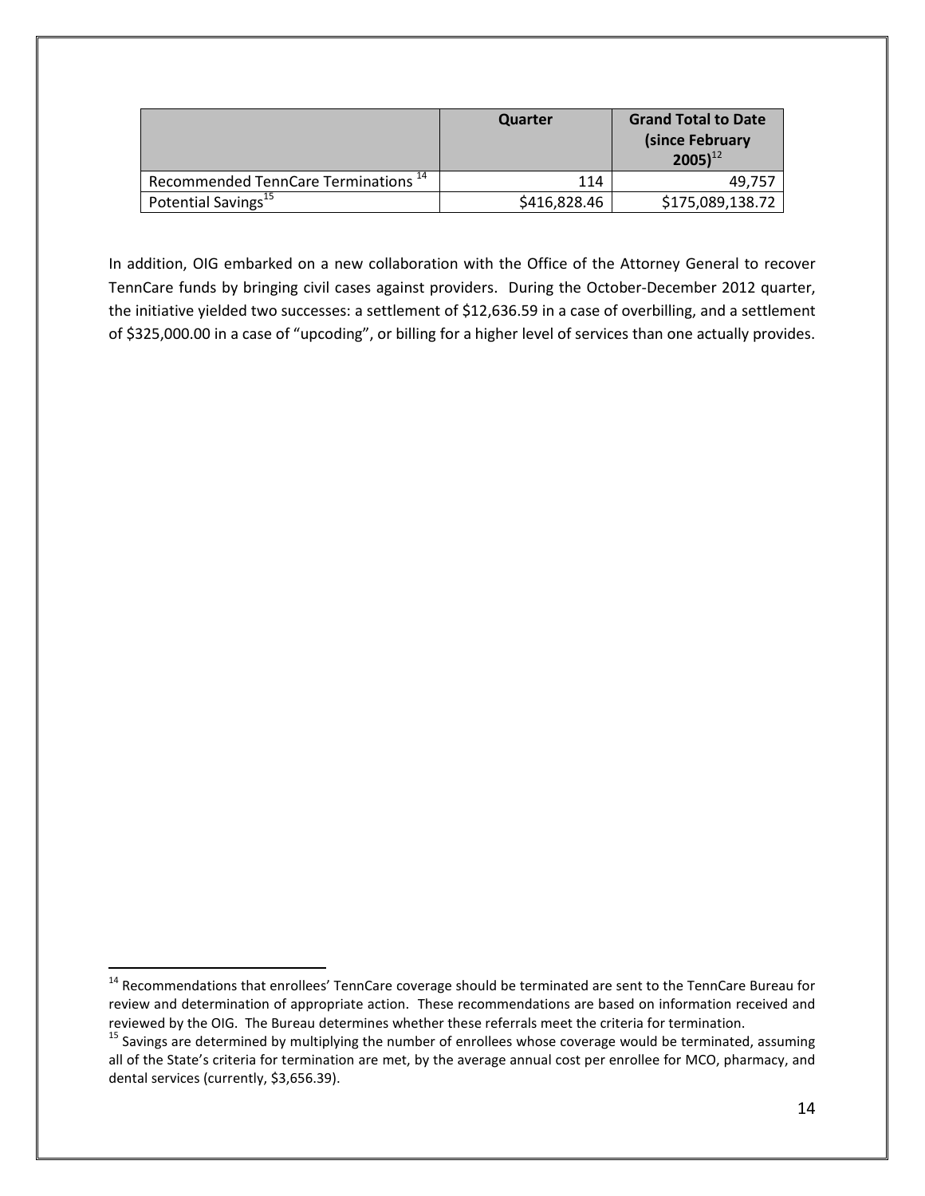| | Quarter | Grand Total to Date (since February 2005)[12] |
|---|---|---|
| Recommended TennCare Terminations [14] | 114 | 49,757 |
| Potential Savings[15] | $416,828.46 | $175,089,138.72 |

In addition, OIG embarked on a new collaboration with the Office of the Attorney General to recover TennCare funds by bringing civil cases against providers. During the October-December 2012 quarter, the initiative yielded two successes: a settlement of $12,636.59 in a case of overbilling, and a settlement of $325,000.00 in a case of "upcoding", or billing for a higher level of services than one actually provides.

[14] Recommendations that enrollees' TennCare coverage should be terminated are sent to the TennCare Bureau for review and determination of appropriate action. These recommendations are based on information received and reviewed by the OIG. The Bureau determines whether these referrals meet the criteria for termination.

[15] Savings are determined by multiplying the number of enrollees whose coverage would be terminated, assuming all of the State's criteria for termination are met, by the average annual cost per enrollee for MCO, pharmacy, and dental services (currently, $3,656.39).